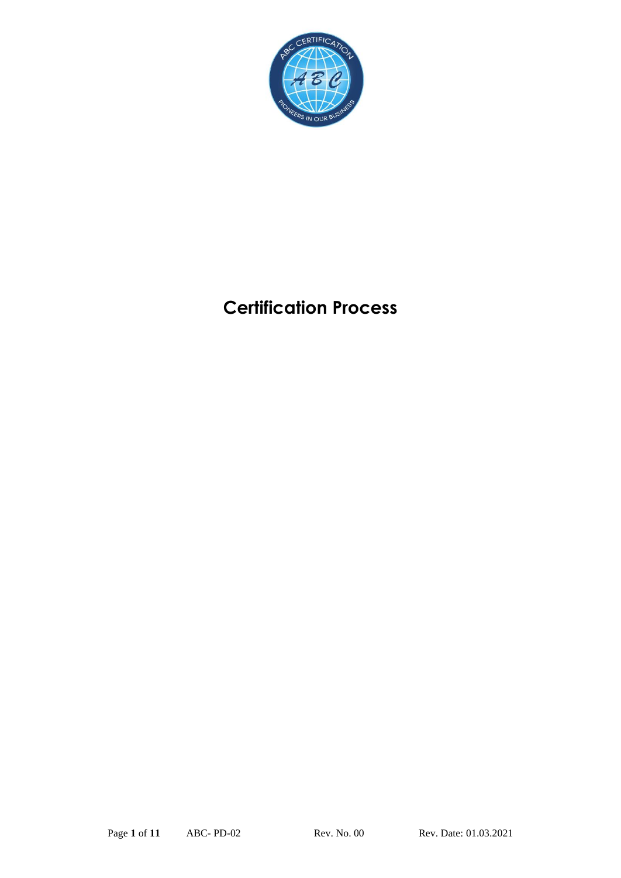# Certification Process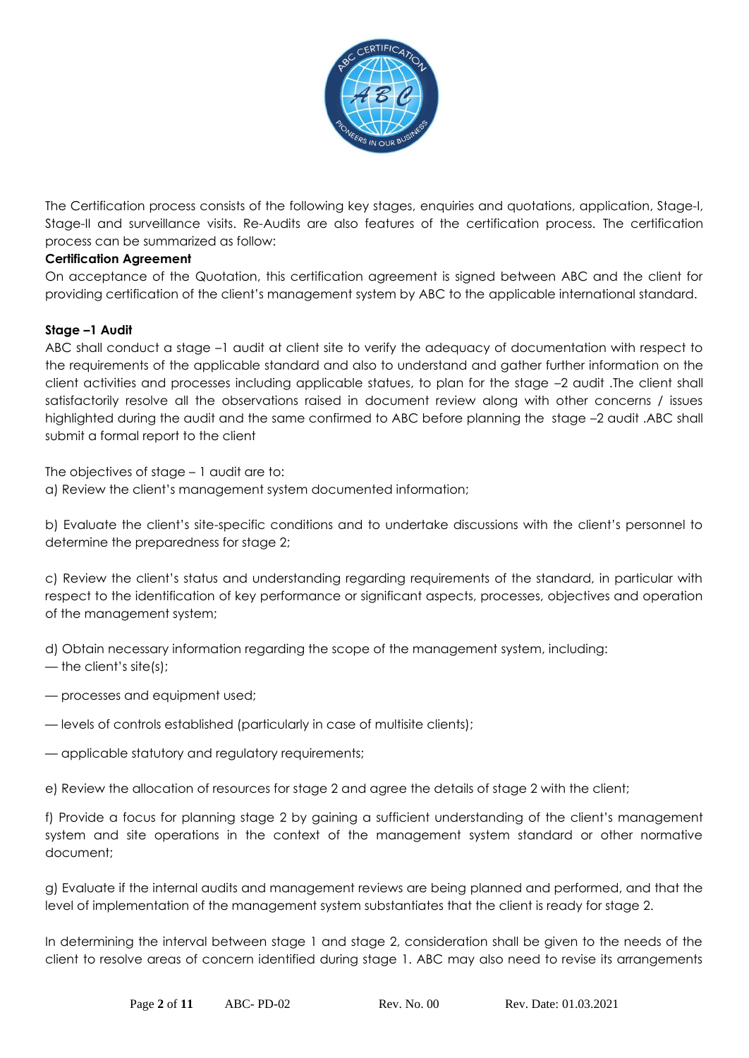The Certification process consists of the following key stages, enquiries and quotations, application, Stage-I, Stage-II and surveillance visits. Re-Audits are also features of the certification process. The certification process can be summarized as follow:

**Certification Agreement**

On acceptance of the Quotation, this certification agreement is signed between ABC and the client for providing certification of the client's management system by ABC to the applicable international standard.

**Stage –1 Audit**

ABC shall conduct a stage –1 audit at client site to verify the adequacy of documentation with respect to the requirements of the applicable standard and also to understand and gather further information on the client activities and processes including applicable statues, to plan for the stage –2 audit .The client shall satisfactorily resolve all the observations raised in document review along with other concerns / issues highlighted during the audit and the same confirmed to ABC before planning the stage –2 audit .ABC shall submit a formal report to the client

The objectives of stage – 1 audit are to:

a) Review the client's management system documented information;

b) Evaluate the client's site-specific conditions and to undertake discussions with the client's personnel to determine the preparedness for stage 2;

c) Review the client's status and understanding regarding requirements of the standard, in particular with respect to the identification of key performance or significant aspects, processes, objectives and operation of the management system;

d) Obtain necessary information regarding the scope of the management system, including:

— the client's site(s);

— processes and equipment used;

— levels of controls established (particularly in case of multisite clients);

— applicable statutory and regulatory requirements;

e) Review the allocation of resources for stage 2 and agree the details of stage 2 with the client;

f) Provide a focus for planning stage 2 by gaining a sufficient understanding of the client's management system and site operations in the context of the management system standard or other normative document;

g) Evaluate if the internal audits and management reviews are being planned and performed, and that the level of implementation of the management system substantiates that the client is ready for stage 2.

In determining the interval between stage 1 and stage 2, consideration shall be given to the needs of the client to resolve areas of concern identified during stage 1. ABC may also need to revise its arrangements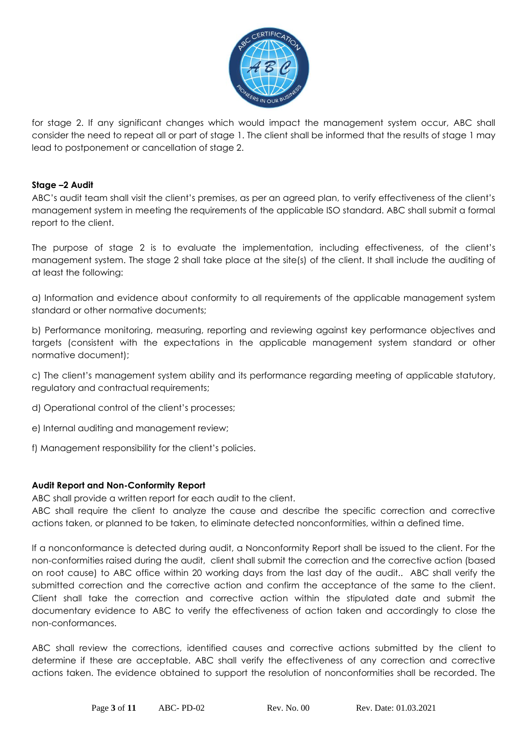for stage 2. If any significant changes which would impact the management system occur, ABC shall consider the need to repeat all or part of stage 1. The client shall be informed that the results of stage 1 may lead to postponement or cancellation of stage 2.

**Stage –2 Audit**

ABC's audit team shall visit the client's premises, as per an agreed plan, to verify effectiveness of the client's management system in meeting the requirements of the applicable ISO standard. ABC shall submit a formal report to the client.

The purpose of stage 2 is to evaluate the implementation, including effectiveness, of the client's management system. The stage 2 shall take place at the site(s) of the client. It shall include the auditing of at least the following:

a) Information and evidence about conformity to all requirements of the applicable management system standard or other normative documents;

b) Performance monitoring, measuring, reporting and reviewing against key performance objectives and targets (consistent with the expectations in the applicable management system standard or other normative document);

c) The client's management system ability and its performance regarding meeting of applicable statutory, regulatory and contractual requirements;

d) Operational control of the client's processes;

e) Internal auditing and management review;

f) Management responsibility for the client's policies.

**Audit Report and Non-Conformity Report**

ABC shall provide a written report for each audit to the client.
ABC shall require the client to analyze the cause and describe the specific correction and corrective actions taken, or planned to be taken, to eliminate detected nonconformities, within a defined time.

If a nonconformance is detected during audit, a Nonconformity Report shall be issued to the client. For the non-conformities raised during the audit, client shall submit the correction and the corrective action (based on root cause) to ABC office within 20 working days from the last day of the audit.. ABC shall verify the submitted correction and the corrective action and confirm the acceptance of the same to the client. Client shall take the correction and corrective action within the stipulated date and submit the documentary evidence to ABC to verify the effectiveness of action taken and accordingly to close the non-conformances.

ABC shall review the corrections, identified causes and corrective actions submitted by the client to determine if these are acceptable. ABC shall verify the effectiveness of any correction and corrective actions taken. The evidence obtained to support the resolution of nonconformities shall be recorded. The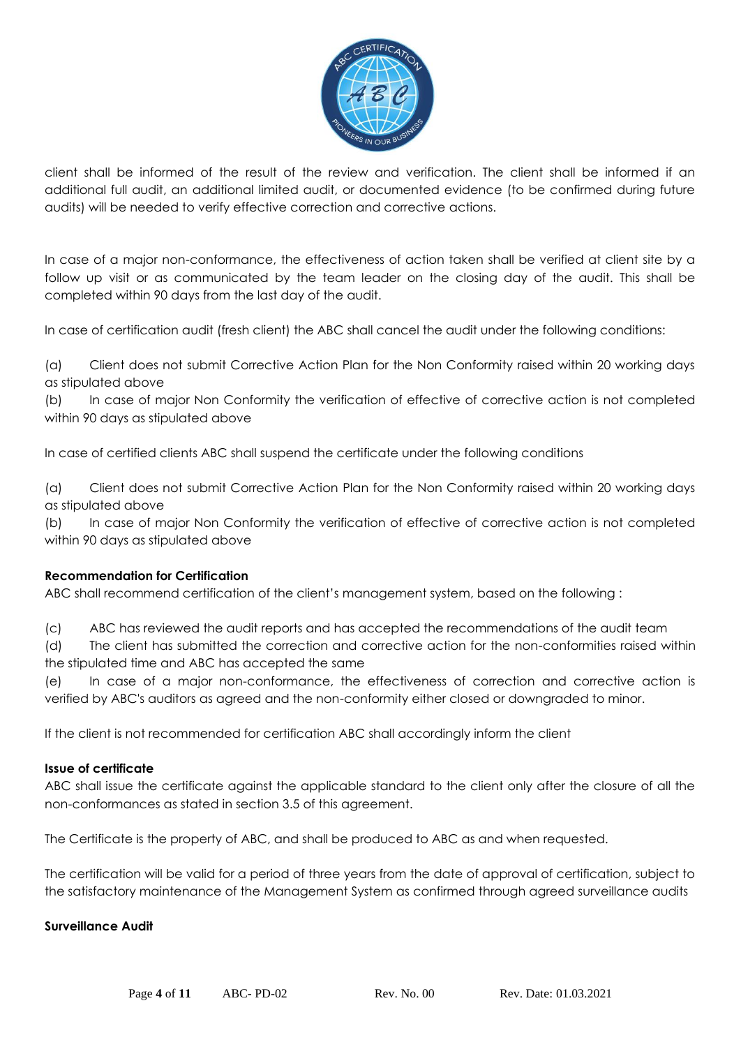client shall be informed of the result of the review and verification. The client shall be informed if an additional full audit, an additional limited audit, or documented evidence (to be confirmed during future audits) will be needed to verify effective correction and corrective actions.

In case of a major non-conformance, the effectiveness of action taken shall be verified at client site by a follow up visit or as communicated by the team leader on the closing day of the audit. This shall be completed within 90 days from the last day of the audit.

In case of certification audit (fresh client) the ABC shall cancel the audit under the following conditions:

(a) Client does not submit Corrective Action Plan for the Non Conformity raised within 20 working days as stipulated above
(b) In case of major Non Conformity the verification of effective of corrective action is not completed within 90 days as stipulated above

In case of certified clients ABC shall suspend the certificate under the following conditions

(a) Client does not submit Corrective Action Plan for the Non Conformity raised within 20 working days as stipulated above
(b) In case of major Non Conformity the verification of effective of corrective action is not completed within 90 days as stipulated above

**Recommendation for Certification**

ABC shall recommend certification of the client's management system, based on the following :

(c) ABC has reviewed the audit reports and has accepted the recommendations of the audit team
(d) The client has submitted the correction and corrective action for the non-conformities raised within the stipulated time and ABC has accepted the same
(e) In case of a major non-conformance, the effectiveness of correction and corrective action is verified by ABC's auditors as agreed and the non-conformity either closed or downgraded to minor.

If the client is not recommended for certification ABC shall accordingly inform the client

**Issue of certificate**

ABC shall issue the certificate against the applicable standard to the client only after the closure of all the non-conformances as stated in section 3.5 of this agreement.

The Certificate is the property of ABC, and shall be produced to ABC as and when requested.

The certification will be valid for a period of three years from the date of approval of certification, subject to the satisfactory maintenance of the Management System as confirmed through agreed surveillance audits

**Surveillance Audit**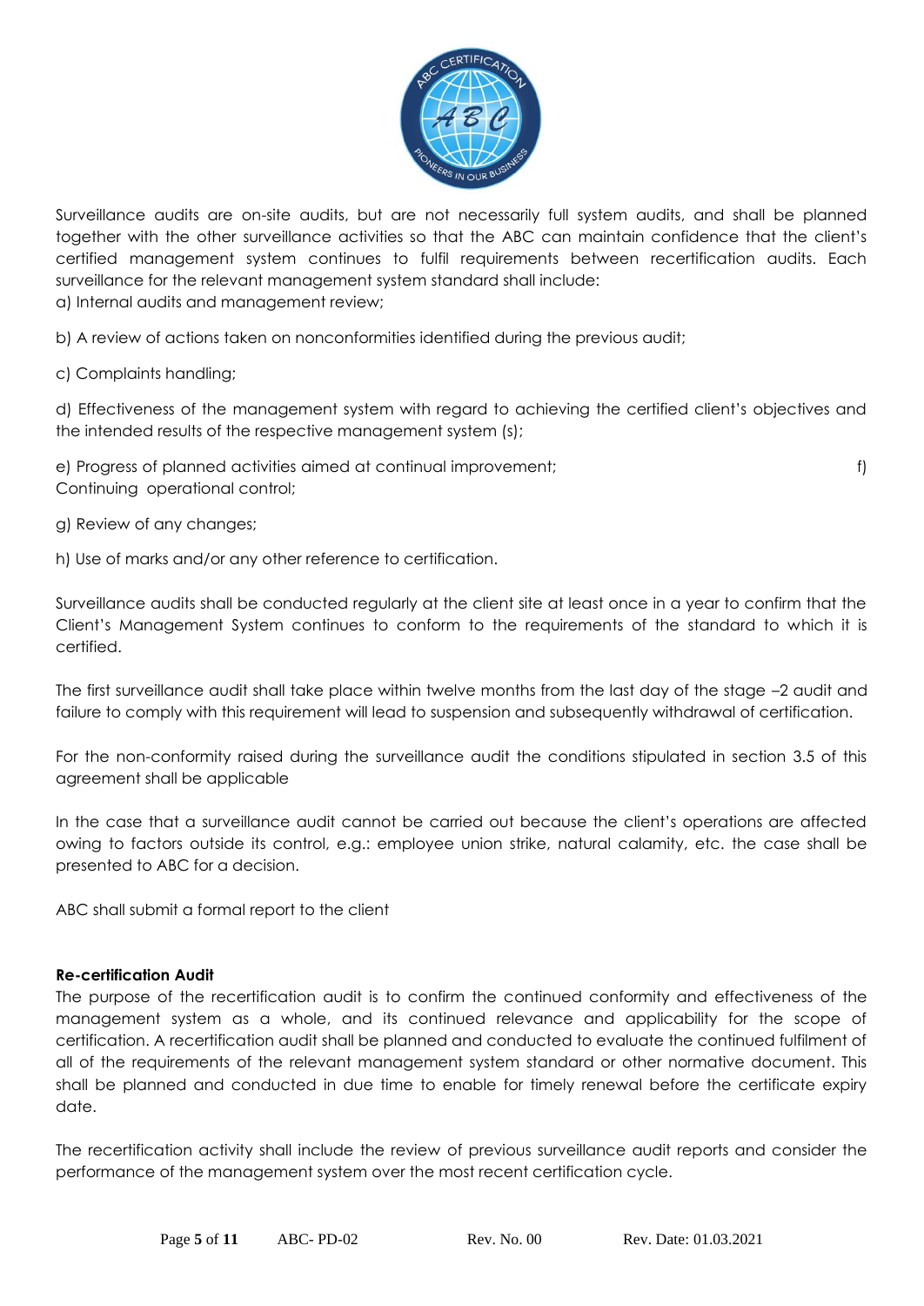Surveillance audits are on-site audits, but are not necessarily full system audits, and shall be planned together with the other surveillance activities so that the ABC can maintain confidence that the client's certified management system continues to fulfil requirements between recertification audits. Each surveillance for the relevant management system standard shall include:

a) Internal audits and management review;

b) A review of actions taken on nonconformities identified during the previous audit;

c) Complaints handling;

d) Effectiveness of the management system with regard to achieving the certified client's objectives and the intended results of the respective management system (s);

e) Progress of planned activities aimed at continual improvement;

f) Continuing operational control;

g) Review of any changes;

h) Use of marks and/or any other reference to certification.

Surveillance audits shall be conducted regularly at the client site at least once in a year to confirm that the Client's Management System continues to conform to the requirements of the standard to which it is certified.

The first surveillance audit shall take place within twelve months from the last day of the stage –2 audit and failure to comply with this requirement will lead to suspension and subsequently withdrawal of certification.

For the non-conformity raised during the surveillance audit the conditions stipulated in section 3.5 of this agreement shall be applicable

In the case that a surveillance audit cannot be carried out because the client's operations are affected owing to factors outside its control, e.g.: employee union strike, natural calamity, etc. the case shall be presented to ABC for a decision.

ABC shall submit a formal report to the client

**Re-certification Audit**

The purpose of the recertification audit is to confirm the continued conformity and effectiveness of the management system as a whole, and its continued relevance and applicability for the scope of certification. A recertification audit shall be planned and conducted to evaluate the continued fulfilment of all of the requirements of the relevant management system standard or other normative document. This shall be planned and conducted in due time to enable for timely renewal before the certificate expiry date.

The recertification activity shall include the review of previous surveillance audit reports and consider the performance of the management system over the most recent certification cycle.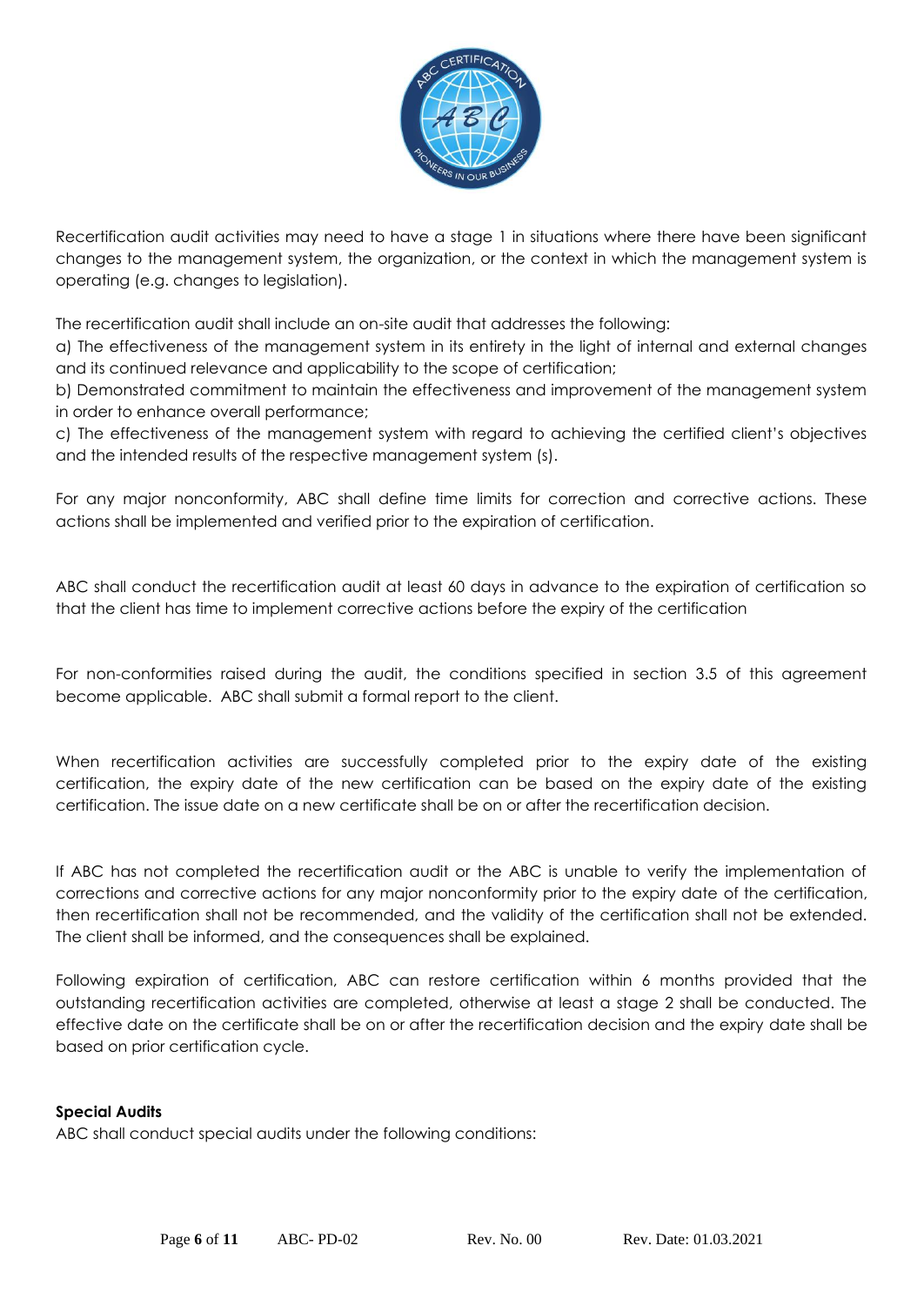Recertification audit activities may need to have a stage 1 in situations where there have been significant changes to the management system, the organization, or the context in which the management system is operating (e.g. changes to legislation).

The recertification audit shall include an on-site audit that addresses the following:

a) The effectiveness of the management system in its entirety in the light of internal and external changes and its continued relevance and applicability to the scope of certification;

b) Demonstrated commitment to maintain the effectiveness and improvement of the management system in order to enhance overall performance;

c) The effectiveness of the management system with regard to achieving the certified client's objectives and the intended results of the respective management system (s).

For any major nonconformity, ABC shall define time limits for correction and corrective actions. These actions shall be implemented and verified prior to the expiration of certification.

ABC shall conduct the recertification audit at least 60 days in advance to the expiration of certification so that the client has time to implement corrective actions before the expiry of the certification

For non-conformities raised during the audit, the conditions specified in section 3.5 of this agreement become applicable. ABC shall submit a formal report to the client.

When recertification activities are successfully completed prior to the expiry date of the existing certification, the expiry date of the new certification can be based on the expiry date of the existing certification. The issue date on a new certificate shall be on or after the recertification decision.

If ABC has not completed the recertification audit or the ABC is unable to verify the implementation of corrections and corrective actions for any major nonconformity prior to the expiry date of the certification, then recertification shall not be recommended, and the validity of the certification shall not be extended. The client shall be informed, and the consequences shall be explained.

Following expiration of certification, ABC can restore certification within 6 months provided that the outstanding recertification activities are completed, otherwise at least a stage 2 shall be conducted. The effective date on the certificate shall be on or after the recertification decision and the expiry date shall be based on prior certification cycle.

**Special Audits**

ABC shall conduct special audits under the following conditions: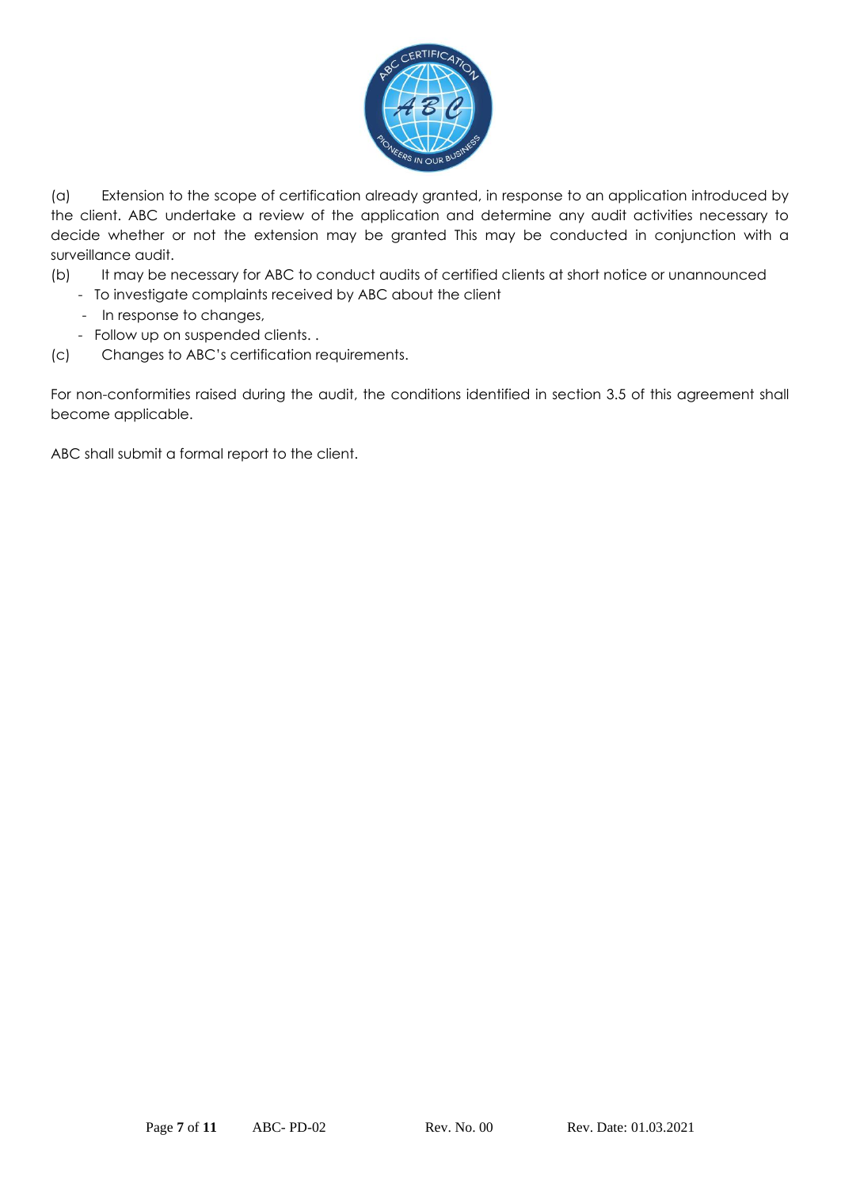(a) Extension to the scope of certification already granted, in response to an application introduced by the client. ABC undertake a review of the application and determine any audit activities necessary to decide whether or not the extension may be granted This may be conducted in conjunction with a surveillance audit.

(b) It may be necessary for ABC to conduct audits of certified clients at short notice or unannounced

- To investigate complaints received by ABC about the client
- In response to changes,
- Follow up on suspended clients. .

(c) Changes to ABC's certification requirements.

For non-conformities raised during the audit, the conditions identified in section 3.5 of this agreement shall become applicable.

ABC shall submit a formal report to the client.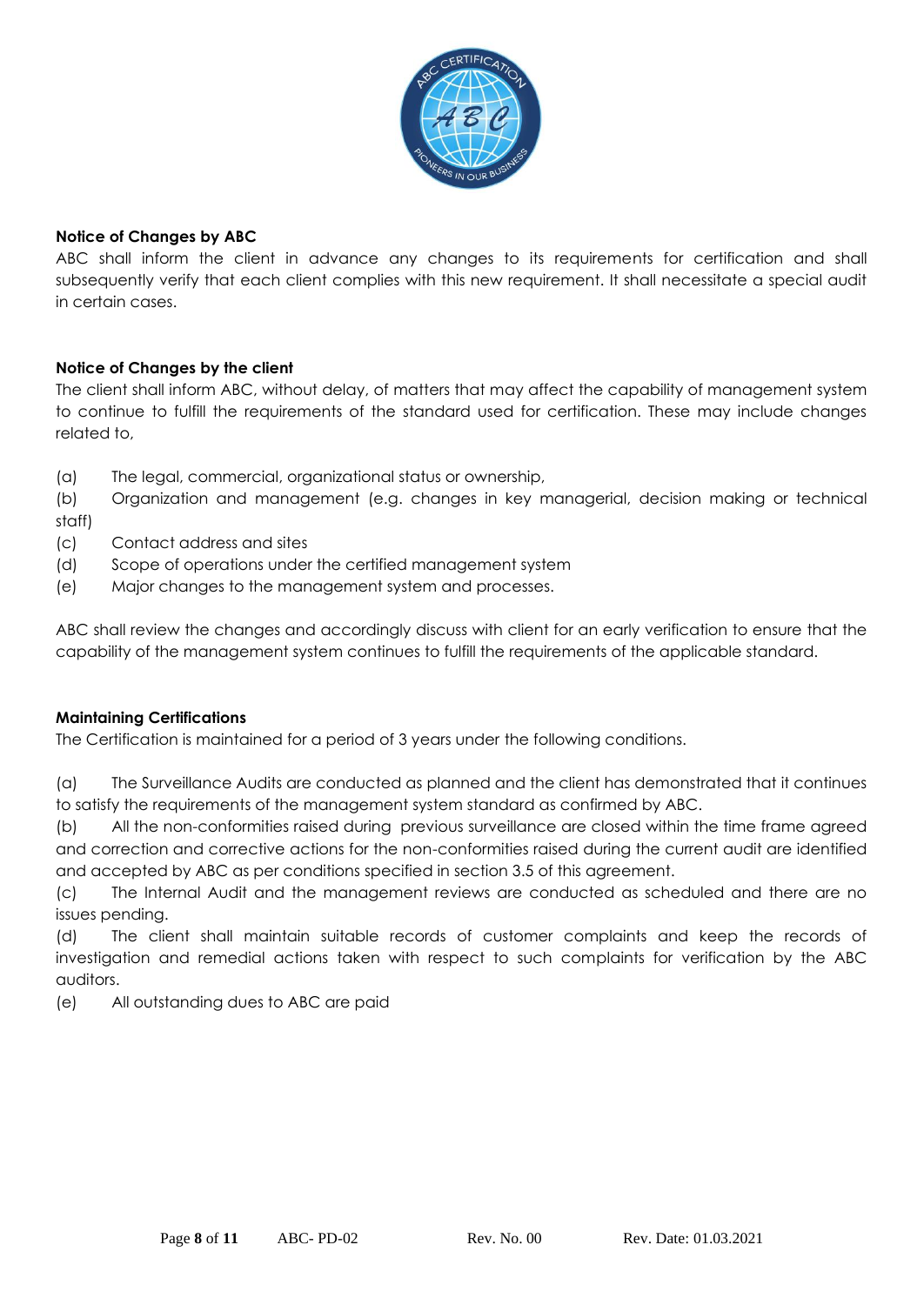**Notice of Changes by ABC**

ABC shall inform the client in advance any changes to its requirements for certification and shall subsequently verify that each client complies with this new requirement. It shall necessitate a special audit in certain cases.

**Notice of Changes by the client**

The client shall inform ABC, without delay, of matters that may affect the capability of management system to continue to fulfill the requirements of the standard used for certification. These may include changes related to,

(a) The legal, commercial, organizational status or ownership,

(b) Organization and management (e.g. changes in key managerial, decision making or technical staff)

(c) Contact address and sites

(d) Scope of operations under the certified management system

(e) Major changes to the management system and processes.

ABC shall review the changes and accordingly discuss with client for an early verification to ensure that the capability of the management system continues to fulfill the requirements of the applicable standard.

**Maintaining Certifications**

The Certification is maintained for a period of 3 years under the following conditions.

(a) The Surveillance Audits are conducted as planned and the client has demonstrated that it continues to satisfy the requirements of the management system standard as confirmed by ABC.

(b) All the non-conformities raised during previous surveillance are closed within the time frame agreed and correction and corrective actions for the non-conformities raised during the current audit are identified and accepted by ABC as per conditions specified in section 3.5 of this agreement.

(c) The Internal Audit and the management reviews are conducted as scheduled and there are no issues pending.

(d) The client shall maintain suitable records of customer complaints and keep the records of investigation and remedial actions taken with respect to such complaints for verification by the ABC auditors.

(e) All outstanding dues to ABC are paid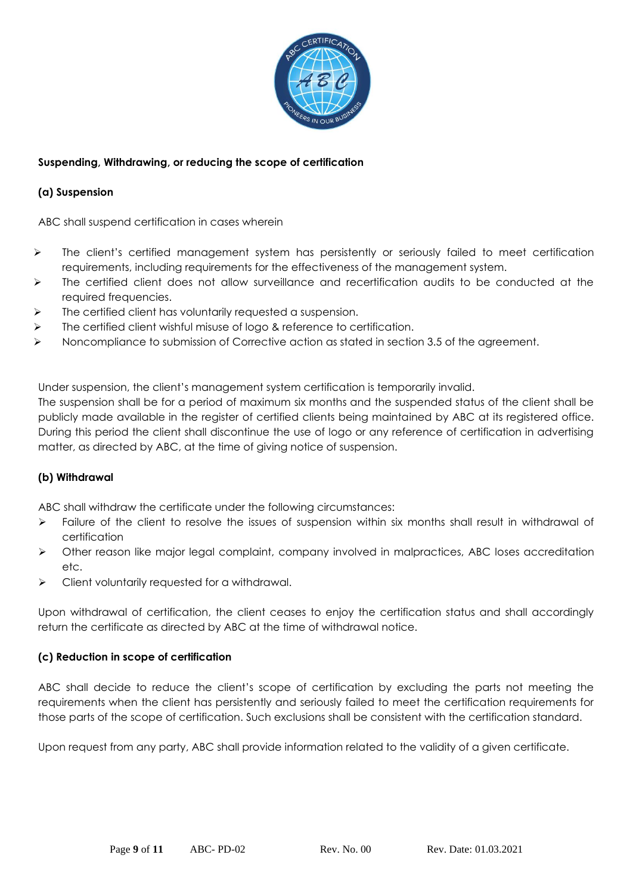**Suspending, Withdrawing, or reducing the scope of certification**

**(a) Suspension**

ABC shall suspend certification in cases wherein

- The client's certified management system has persistently or seriously failed to meet certification requirements, including requirements for the effectiveness of the management system.
- The certified client does not allow surveillance and recertification audits to be conducted at the required frequencies.
- The certified client has voluntarily requested a suspension.
- The certified client wishful misuse of logo & reference to certification.
- Noncompliance to submission of Corrective action as stated in section 3.5 of the agreement.

Under suspension, the client's management system certification is temporarily invalid.
The suspension shall be for a period of maximum six months and the suspended status of the client shall be publicly made available in the register of certified clients being maintained by ABC at its registered office. During this period the client shall discontinue the use of logo or any reference of certification in advertising matter, as directed by ABC, at the time of giving notice of suspension.

**(b) Withdrawal**

ABC shall withdraw the certificate under the following circumstances:

- Failure of the client to resolve the issues of suspension within six months shall result in withdrawal of certification
- Other reason like major legal complaint, company involved in malpractices, ABC loses accreditation etc.
- Client voluntarily requested for a withdrawal.

Upon withdrawal of certification, the client ceases to enjoy the certification status and shall accordingly return the certificate as directed by ABC at the time of withdrawal notice.

**(c) Reduction in scope of certification**

ABC shall decide to reduce the client's scope of certification by excluding the parts not meeting the requirements when the client has persistently and seriously failed to meet the certification requirements for those parts of the scope of certification. Such exclusions shall be consistent with the certification standard.

Upon request from any party, ABC shall provide information related to the validity of a given certificate.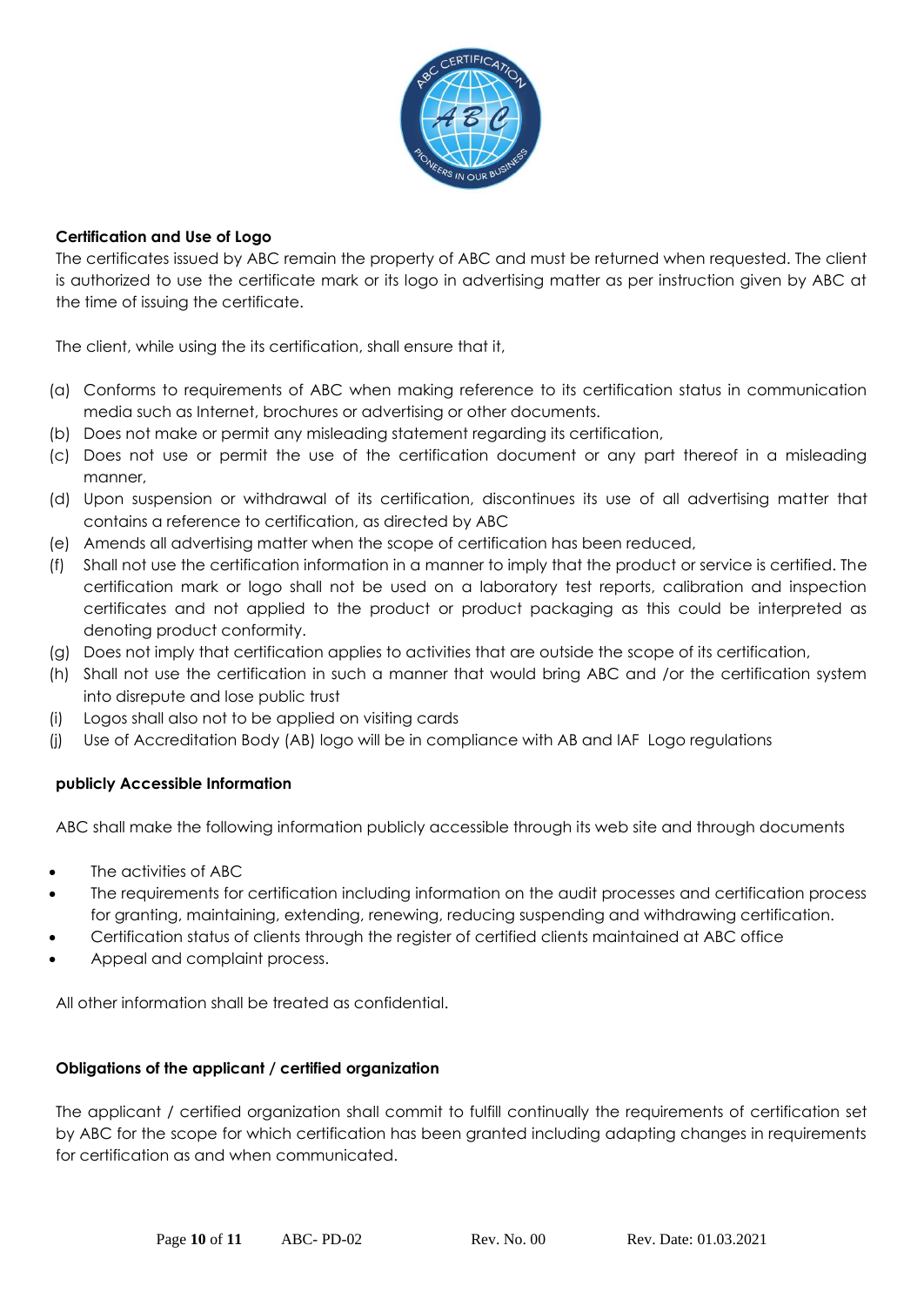**Certification and Use of Logo**

The certificates issued by ABC remain the property of ABC and must be returned when requested. The client is authorized to use the certificate mark or its logo in advertising matter as per instruction given by ABC at the time of issuing the certificate.

The client, while using the its certification, shall ensure that it,

(a) Conforms to requirements of ABC when making reference to its certification status in communication media such as Internet, brochures or advertising or other documents.
(b) Does not make or permit any misleading statement regarding its certification,
(c) Does not use or permit the use of the certification document or any part thereof in a misleading manner,
(d) Upon suspension or withdrawal of its certification, discontinues its use of all advertising matter that contains a reference to certification, as directed by ABC
(e) Amends all advertising matter when the scope of certification has been reduced,
(f) Shall not use the certification information in a manner to imply that the product or service is certified. The certification mark or logo shall not be used on a laboratory test reports, calibration and inspection certificates and not applied to the product or product packaging as this could be interpreted as denoting product conformity.
(g) Does not imply that certification applies to activities that are outside the scope of its certification,
(h) Shall not use the certification in such a manner that would bring ABC and /or the certification system into disrepute and lose public trust
(i) Logos shall also not to be applied on visiting cards
(j) Use of Accreditation Body (AB) logo will be in compliance with AB and IAF Logo regulations

**publicly Accessible Information**

ABC shall make the following information publicly accessible through its web site and through documents

- The activities of ABC
- The requirements for certification including information on the audit processes and certification process for granting, maintaining, extending, renewing, reducing suspending and withdrawing certification.
- Certification status of clients through the register of certified clients maintained at ABC office
- Appeal and complaint process.

All other information shall be treated as confidential.

**Obligations of the applicant / certified organization**

The applicant / certified organization shall commit to fulfill continually the requirements of certification set by ABC for the scope for which certification has been granted including adapting changes in requirements for certification as and when communicated.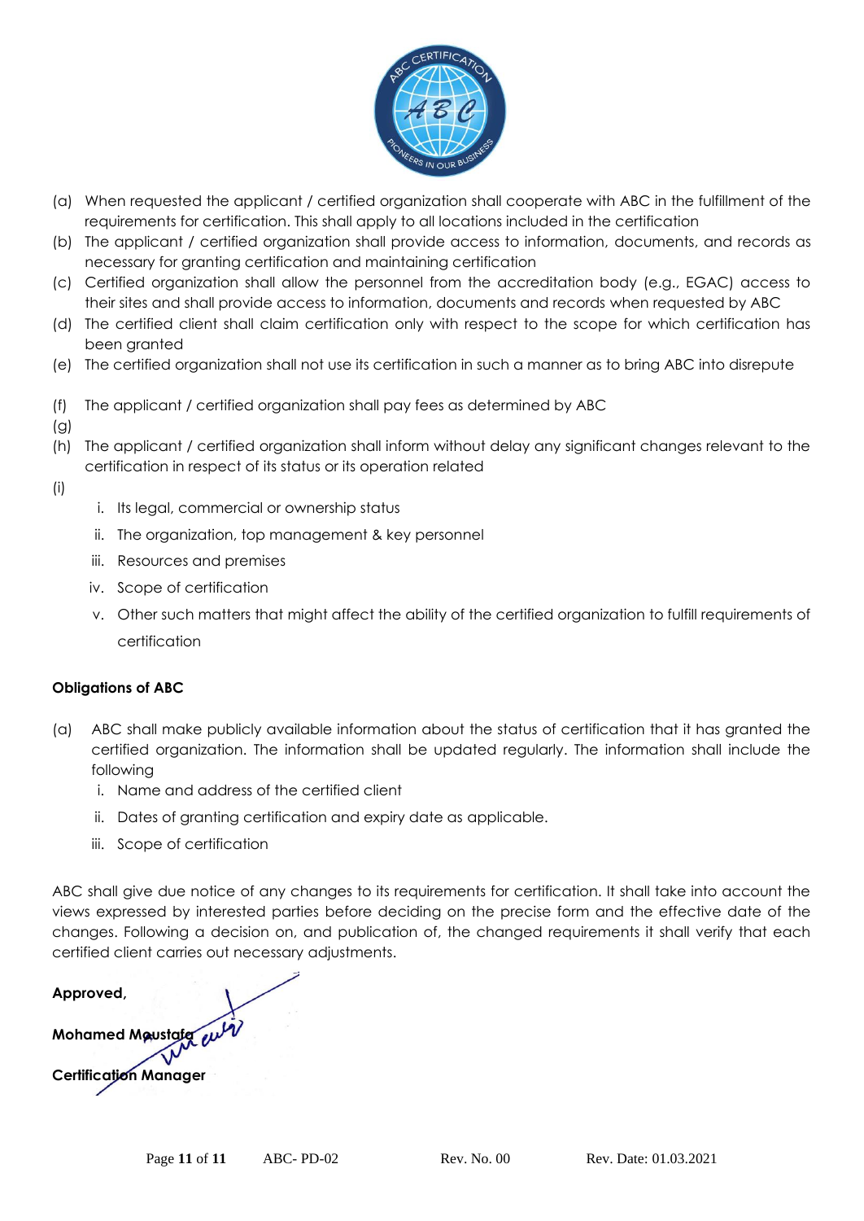(a) When requested the applicant / certified organization shall cooperate with ABC in the fulfillment of the requirements for certification. This shall apply to all locations included in the certification
(b) The applicant / certified organization shall provide access to information, documents, and records as necessary for granting certification and maintaining certification
(c) Certified organization shall allow the personnel from the accreditation body (e.g., EGAC) access to their sites and shall provide access to information, documents and records when requested by ABC
(d) The certified client shall claim certification only with respect to the scope for which certification has been granted
(e) The certified organization shall not use its certification in such a manner as to bring ABC into disrepute
(f) The applicant / certified organization shall pay fees as determined by ABC
(g)
(h) The applicant / certified organization shall inform without delay any significant changes relevant to the certification in respect of its status or its operation related
(i)
   i. Its legal, commercial or ownership status
   ii. The organization, top management & key personnel
   iii. Resources and premises
   iv. Scope of certification
   v. Other such matters that might affect the ability of the certified organization to fulfill requirements of certification

**Obligations of ABC**

(a) ABC shall make publicly available information about the status of certification that it has granted the certified organization. The information shall be updated regularly. The information shall include the following
   i. Name and address of the certified client
   ii. Dates of granting certification and expiry date as applicable.
   iii. Scope of certification

ABC shall give due notice of any changes to its requirements for certification. It shall take into account the views expressed by interested parties before deciding on the precise form and the effective date of the changes. Following a decision on, and publication of, the changed requirements it shall verify that each certified client carries out necessary adjustments.

**Approved,**

**Mohamed Moustafa**

**Certification Manager**